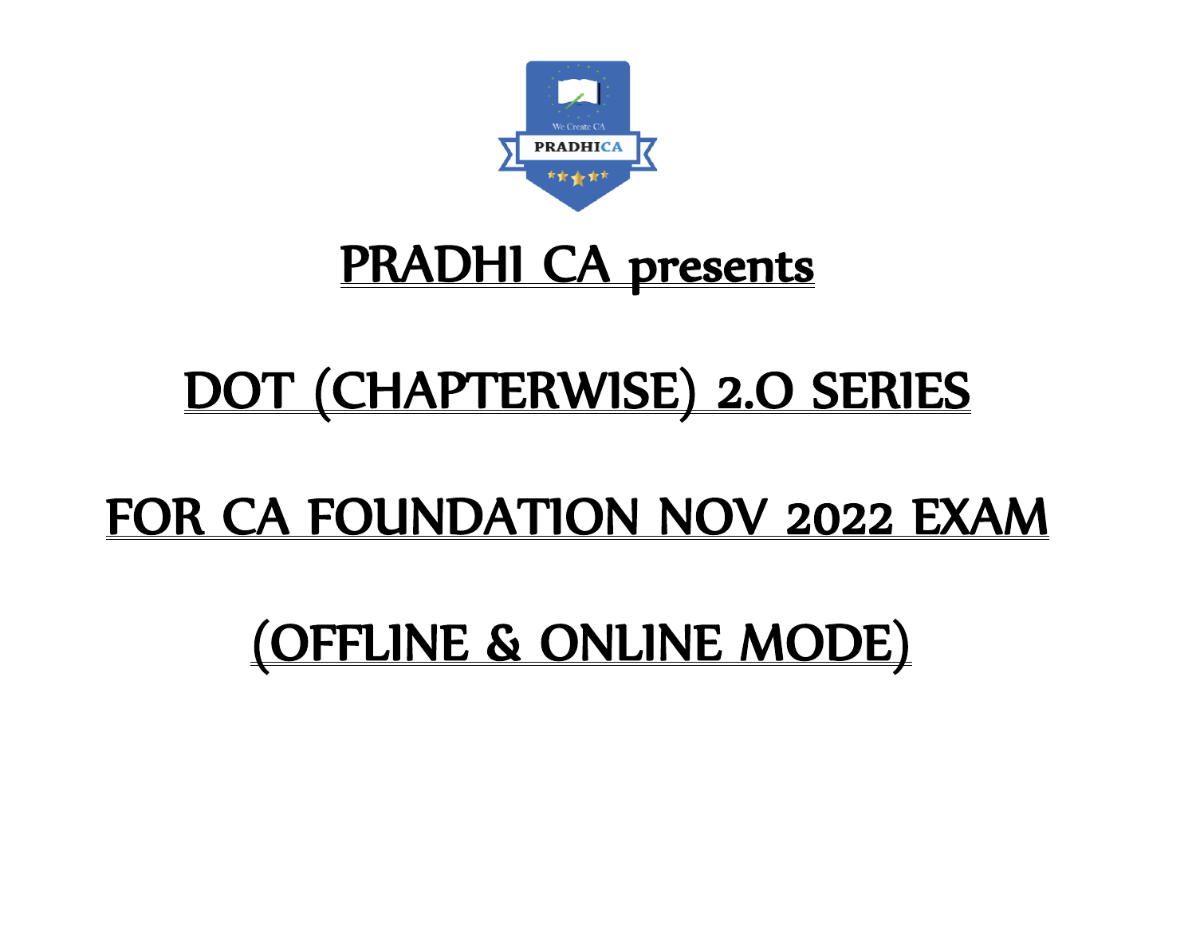# PRADHI CA presents

# DOT (CHAPTERWISE) 2.O SERIES

# FOR CA FOUNDATION NOV 2022 EXAM

# (OFFLINE & ONLINE MODE)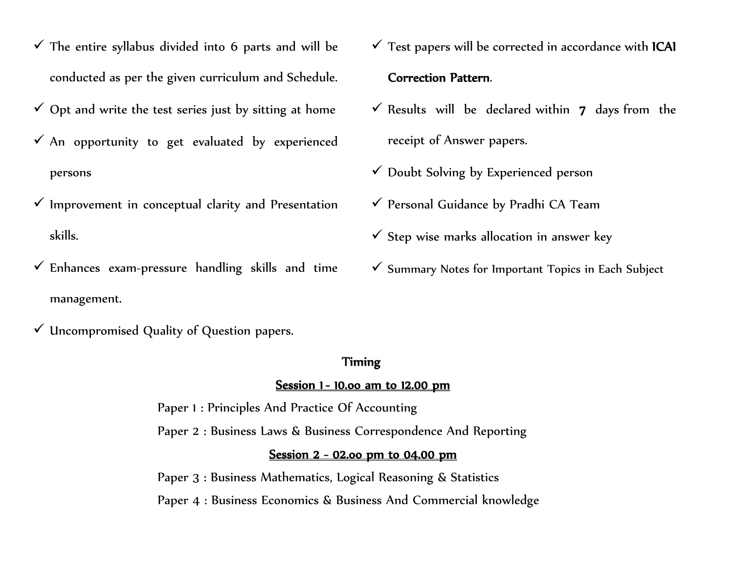- The entire syllabus divided into 6 parts and will be conducted as per the given curriculum and Schedule.
- Opt and write the test series just by sitting at home
- An opportunity to get evaluated by experienced persons
- Improvement in conceptual clarity and Presentation skills.
- Enhances exam-pressure handling skills and time management.
- Uncompromised Quality of Question papers.
- Test papers will be corrected in accordance with **ICAI Correction Pattern**.
- Results will be declared within **7** days from the receipt of Answer papers.
- Doubt Solving by Experienced person
- Personal Guidance by Pradhi CA Team
- Step wise marks allocation in answer key
- Summary Notes for Important Topics in Each Subject

**Timing**

**Session 1 - 10.00 am to 12.00 pm**

Paper 1 : Principles And Practice Of Accounting

Paper 2 : Business Laws & Business Correspondence And Reporting

**Session 2 - 02.00 pm to 04.00 pm**

Paper 3 : Business Mathematics, Logical Reasoning & Statistics

Paper 4 : Business Economics & Business And Commercial knowledge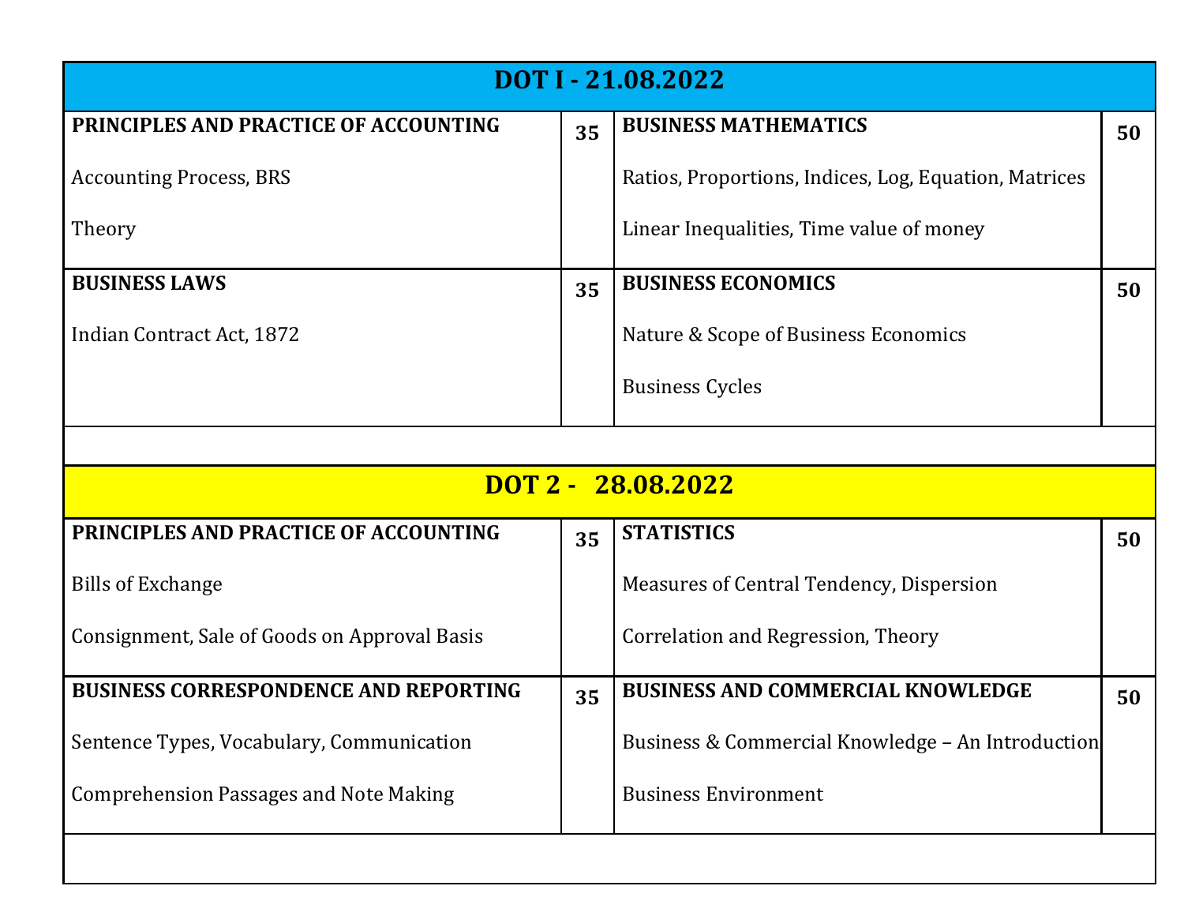| DOT I - 21.08.2022 | | | |
|---|---|---|---|
| **PRINCIPLES AND PRACTICE OF ACCOUNTING**<br><br>Accounting Process, BRS<br><br>Theory | **35** | **BUSINESS MATHEMATICS**<br><br>Ratios, Proportions, Indices, Log, Equation, Matrices<br><br>Linear Inequalities, Time value of money | **50** |
| **BUSINESS LAWS**<br><br>Indian Contract Act, 1872 | **35** | **BUSINESS ECONOMICS**<br><br>Nature & Scope of Business Economics<br><br>Business Cycles | **50** |

| DOT 2 - 28.08.2022 | | | |
|---|---|---|---|
| **PRINCIPLES AND PRACTICE OF ACCOUNTING**<br><br>Bills of Exchange<br><br>Consignment, Sale of Goods on Approval Basis | **35** | **STATISTICS**<br><br>Measures of Central Tendency, Dispersion<br><br>Correlation and Regression, Theory | **50** |
| **BUSINESS CORRESPONDENCE AND REPORTING**<br><br>Sentence Types, Vocabulary, Communication<br><br>Comprehension Passages and Note Making | **35** | **BUSINESS AND COMMERCIAL KNOWLEDGE**<br><br>Business & Commercial Knowledge – An Introduction<br><br>Business Environment | **50** |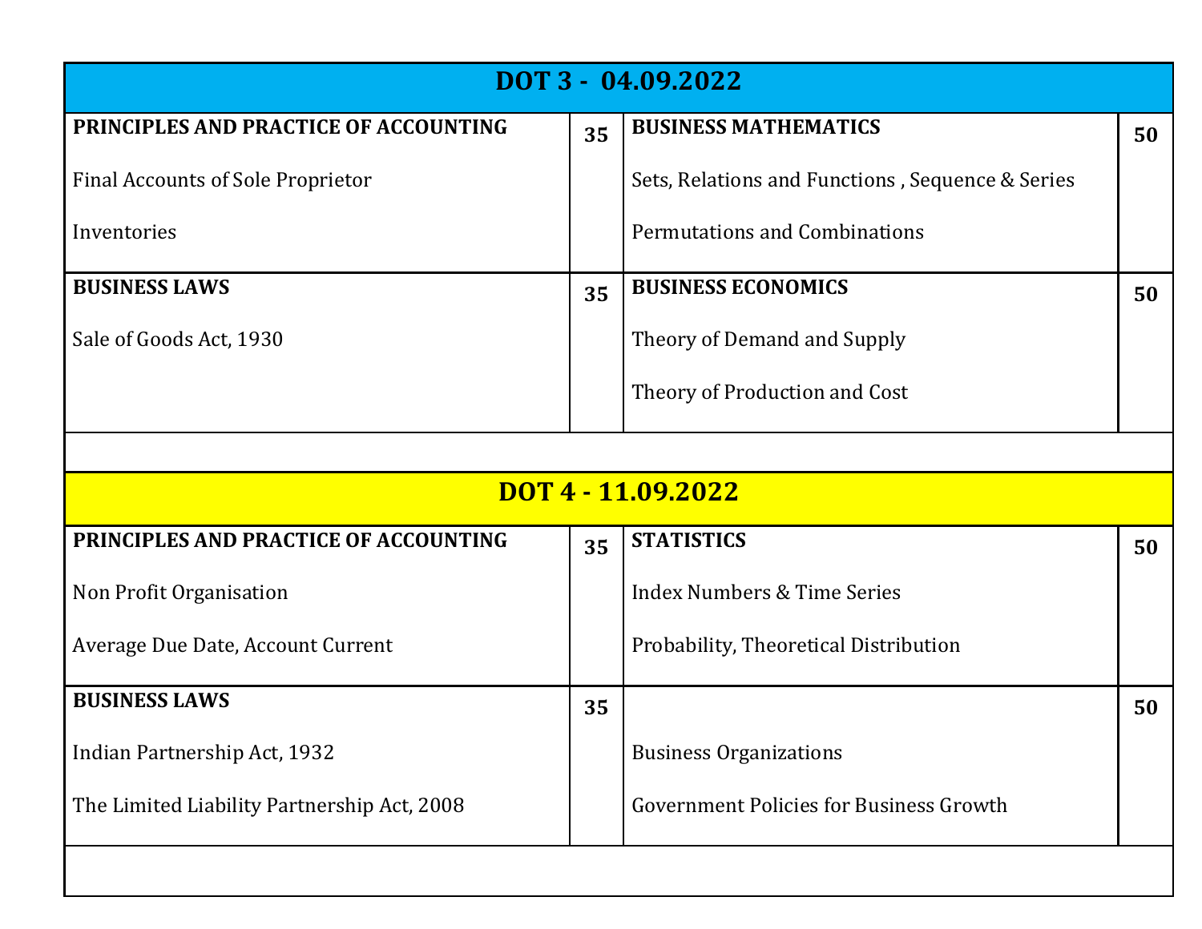| DOT 3 - 04.09.2022 | | | |
|---|---|---|---|
| **PRINCIPLES AND PRACTICE OF ACCOUNTING**<br><br>Final Accounts of Sole Proprietor<br><br>Inventories | **35** | **BUSINESS MATHEMATICS**<br><br>Sets, Relations and Functions , Sequence & Series<br><br>Permutations and Combinations | **50** |
| **BUSINESS LAWS**<br><br>Sale of Goods Act, 1930 | **35** | **BUSINESS ECONOMICS**<br><br>Theory of Demand and Supply<br><br>Theory of Production and Cost | **50** |

| DOT 4 - 11.09.2022 | | | |
|---|---|---|---|
| **PRINCIPLES AND PRACTICE OF ACCOUNTING**<br><br>Non Profit Organisation<br><br>Average Due Date, Account Current | **35** | **STATISTICS**<br><br>Index Numbers & Time Series<br><br>Probability, Theoretical Distribution | **50** |
| **BUSINESS LAWS**<br><br>Indian Partnership Act, 1932<br><br>The Limited Liability Partnership Act, 2008 | **35** | Business Organizations<br><br>Government Policies for Business Growth | **50** |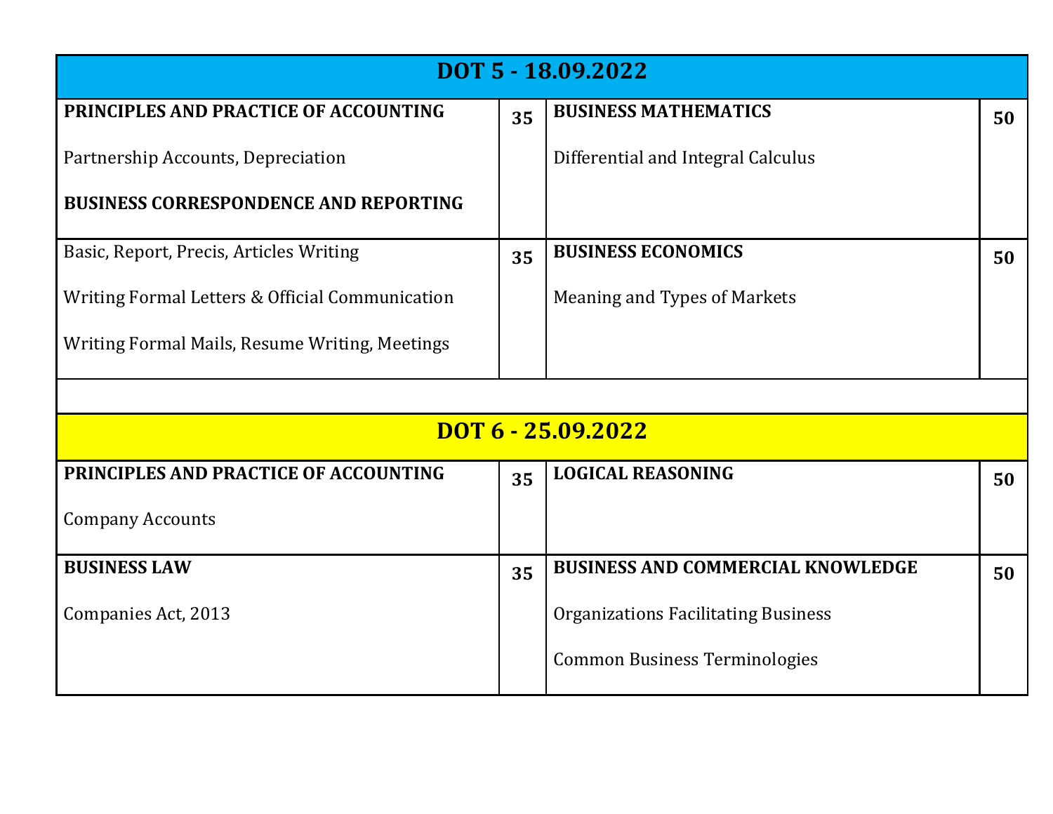| DOT 5 - 18.09.2022 | | | |
|---|---|---|---|
| **PRINCIPLES AND PRACTICE OF ACCOUNTING**<br><br>Partnership Accounts, Depreciation<br><br>**BUSINESS CORRESPONDENCE AND REPORTING** | **35** | **BUSINESS MATHEMATICS**<br><br>Differential and Integral Calculus | **50** |
| Basic, Report, Precis, Articles Writing<br><br>Writing Formal Letters & Official Communication<br><br>Writing Formal Mails, Resume Writing, Meetings | **35** | **BUSINESS ECONOMICS**<br><br>Meaning and Types of Markets | **50** |

| DOT 6 - 25.09.2022 | | | |
|---|---|---|---|
| **PRINCIPLES AND PRACTICE OF ACCOUNTING**<br><br>Company Accounts | **35** | **LOGICAL REASONING** | **50** |
| **BUSINESS LAW**<br><br>Companies Act, 2013 | **35** | **BUSINESS AND COMMERCIAL KNOWLEDGE**<br><br>Organizations Facilitating Business<br><br>Common Business Terminologies | **50** |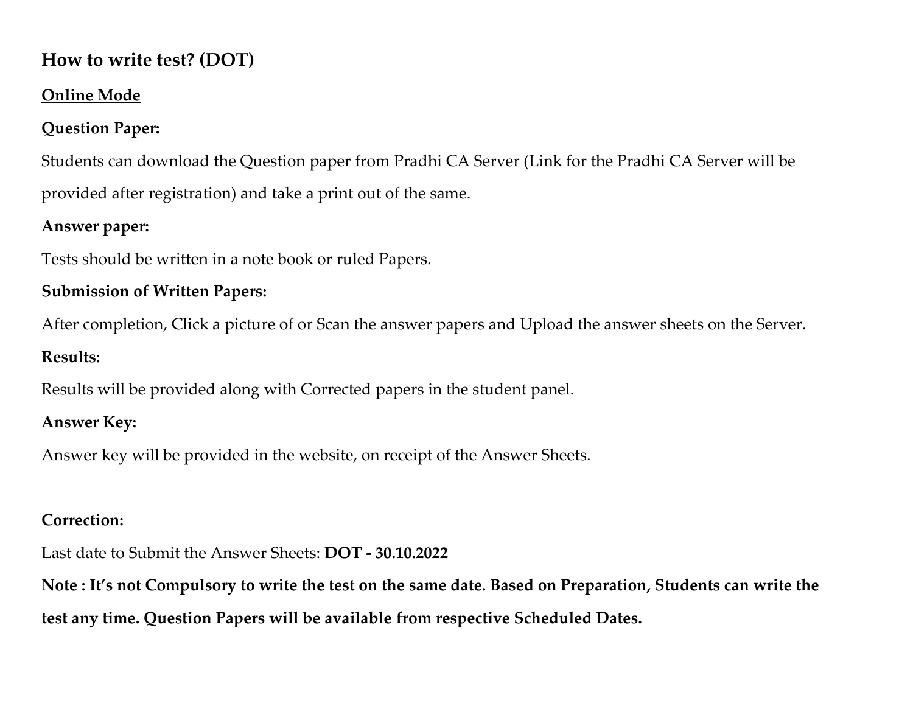## How to write test? (DOT)

### <u>Online Mode</u>

**Question Paper:**

Students can download the Question paper from Pradhi CA Server (Link for the Pradhi CA Server will be provided after registration) and take a print out of the same.

**Answer paper:**

Tests should be written in a note book or ruled Papers.

**Submission of Written Papers:**

After completion, Click a picture of or Scan the answer papers and Upload the answer sheets on the Server.

**Results:**

Results will be provided along with Corrected papers in the student panel.

**Answer Key:**

Answer key will be provided in the website, on receipt of the Answer Sheets.

**Correction:**

Last date to Submit the Answer Sheets: **DOT - 30.10.2022**

**Note : It's not Compulsory to write the test on the same date. Based on Preparation, Students can write the test any time. Question Papers will be available from respective Scheduled Dates.**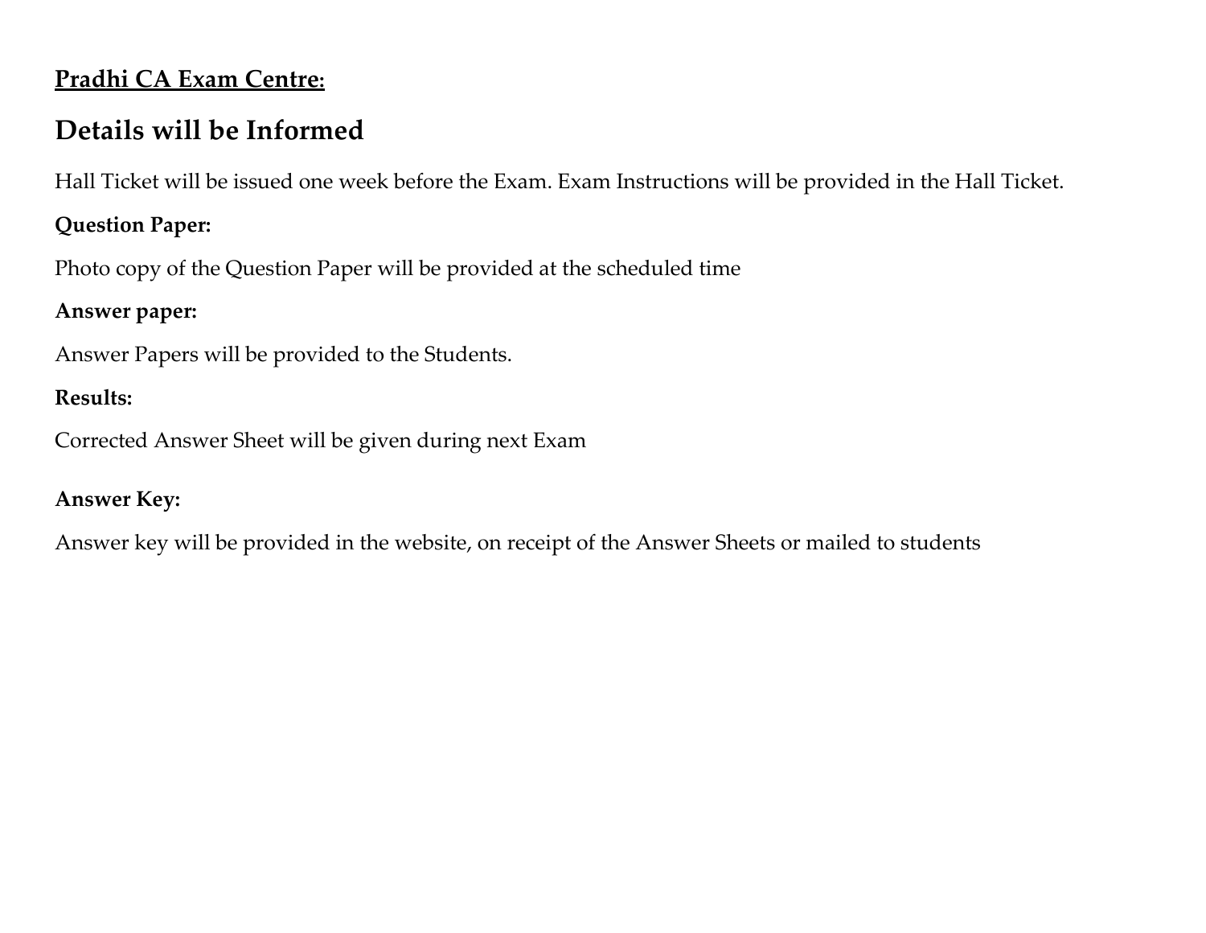**<u>Pradhi CA Exam Centre:</u>**

## Details will be Informed

Hall Ticket will be issued one week before the Exam. Exam Instructions will be provided in the Hall Ticket.

**Question Paper:**

Photo copy of the Question Paper will be provided at the scheduled time

**Answer paper:**

Answer Papers will be provided to the Students.

**Results:**

Corrected Answer Sheet will be given during next Exam

**Answer Key:**

Answer key will be provided in the website, on receipt of the Answer Sheets or mailed to students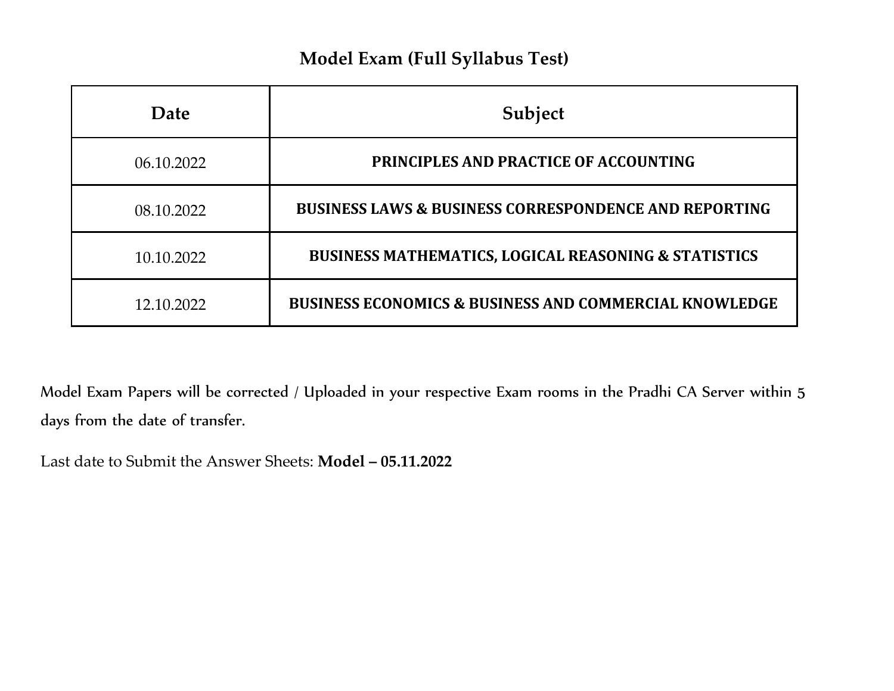## Model Exam (Full Syllabus Test)

| Date | Subject |
|---|---|
| 06.10.2022 | **PRINCIPLES AND PRACTICE OF ACCOUNTING** |
| 08.10.2022 | **BUSINESS LAWS & BUSINESS CORRESPONDENCE AND REPORTING** |
| 10.10.2022 | **BUSINESS MATHEMATICS, LOGICAL REASONING & STATISTICS** |
| 12.10.2022 | **BUSINESS ECONOMICS & BUSINESS AND COMMERCIAL KNOWLEDGE** |

Model Exam Papers will be corrected / Uploaded in your respective Exam rooms in the Pradhi CA Server within 5 days from the date of transfer.

Last date to Submit the Answer Sheets: **Model – 05.11.2022**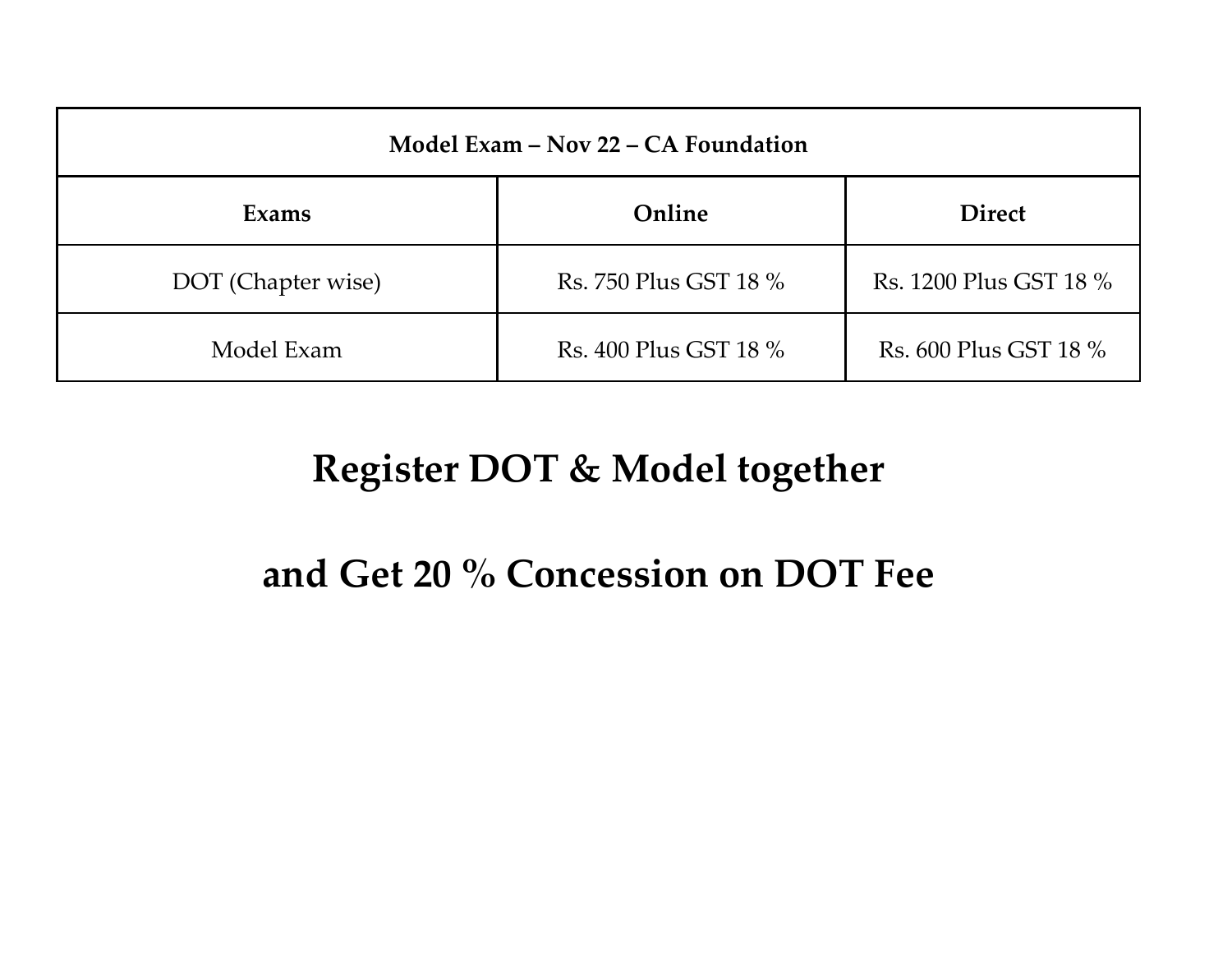| Model Exam – Nov 22 – CA Foundation | | |
|---|---|---|
| **Exams** | **Online** | **Direct** |
| DOT (Chapter wise) | Rs. 750 Plus GST 18 % | Rs. 1200 Plus GST 18 % |
| Model Exam | Rs. 400 Plus GST 18 % | Rs. 600 Plus GST 18 % |

## Register DOT & Model together

## and Get 20 % Concession on DOT Fee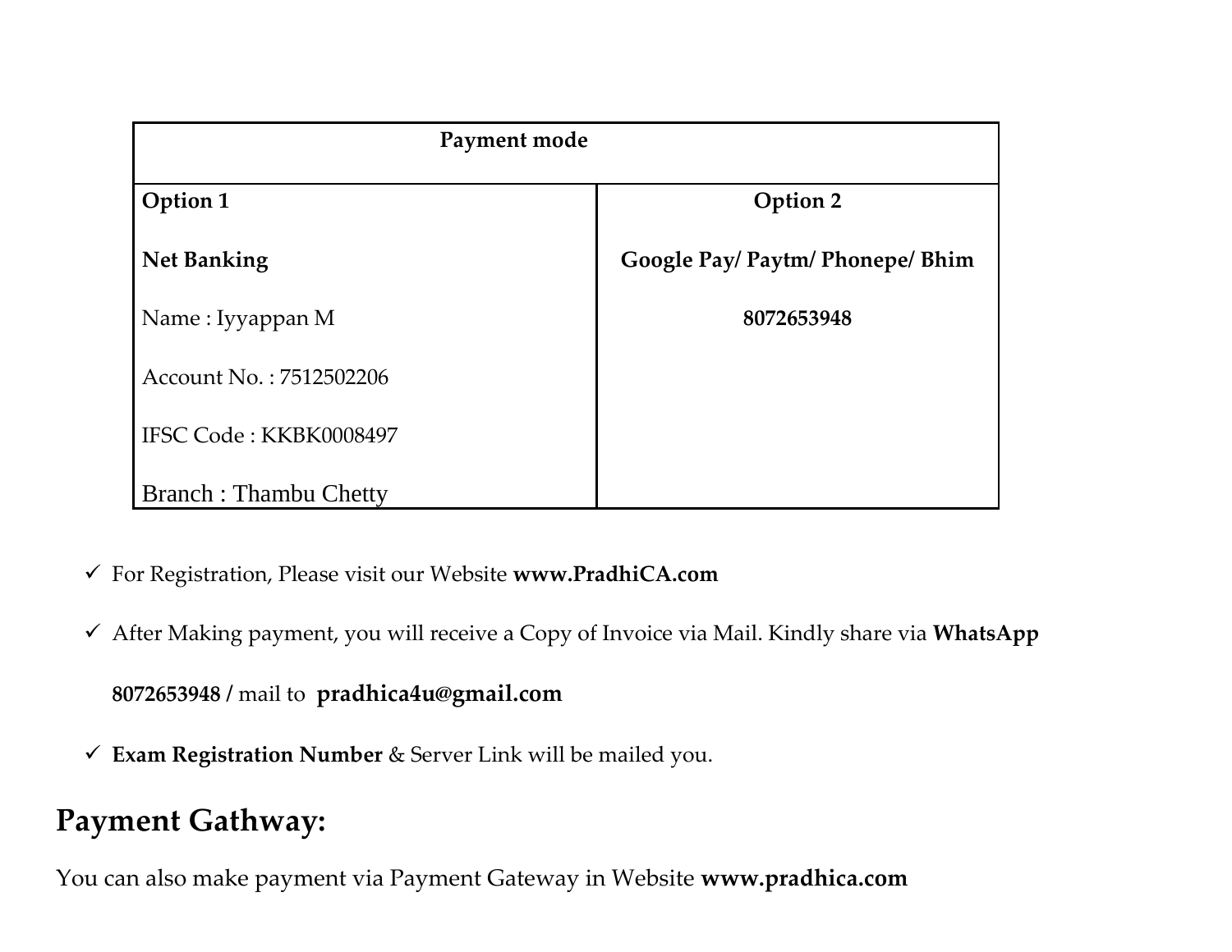| Payment mode | |
|---|---|
| **Option 1**<br><br>**Net Banking**<br><br>Name : Iyyappan M<br><br>Account No. : 7512502206<br><br>IFSC Code : KKBK0008497<br><br>Branch : Thambu Chetty | **Option 2**<br><br>**Google Pay/ Paytm/ Phonepe/ Bhim**<br><br>**8072653948** |

- ✓ For Registration, Please visit our Website **www.PradhiCA.com**
- ✓ After Making payment, you will receive a Copy of Invoice via Mail. Kindly share via **WhatsApp 8072653948 /** mail to **pradhica4u@gmail.com**
- ✓ **Exam Registration Number** & Server Link will be mailed you.

## Payment Gathway:

You can also make payment via Payment Gateway in Website **www.pradhica.com**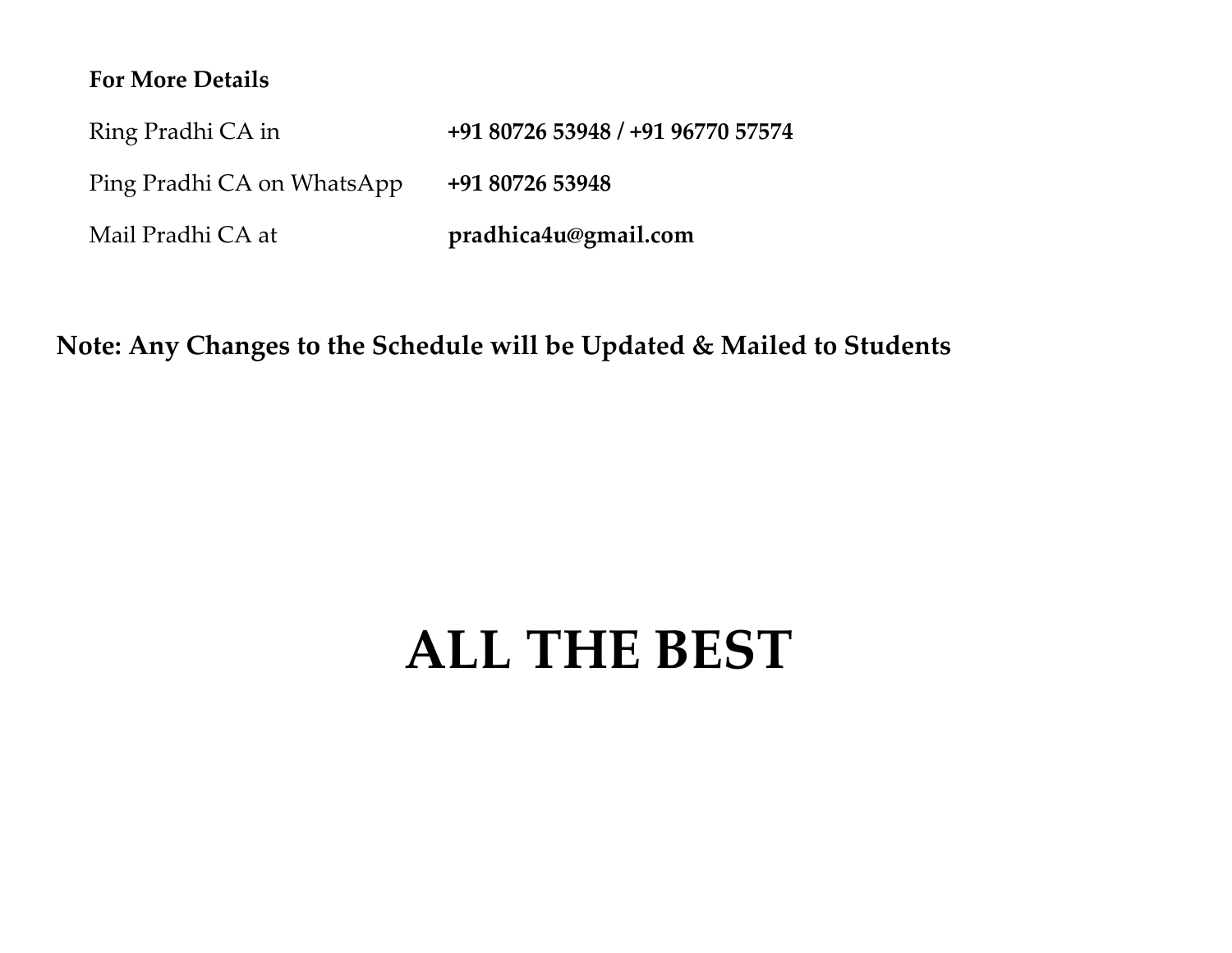**For More Details**

| | |
|---|---|
| Ring Pradhi CA in | **+91 80726 53948 / +91 96770 57574** |
| Ping Pradhi CA on WhatsApp | **+91 80726 53948** |
| Mail Pradhi CA at | **pradhica4u@gmail.com** |

**Note: Any Changes to the Schedule will be Updated & Mailed to Students**

# ALL THE BEST